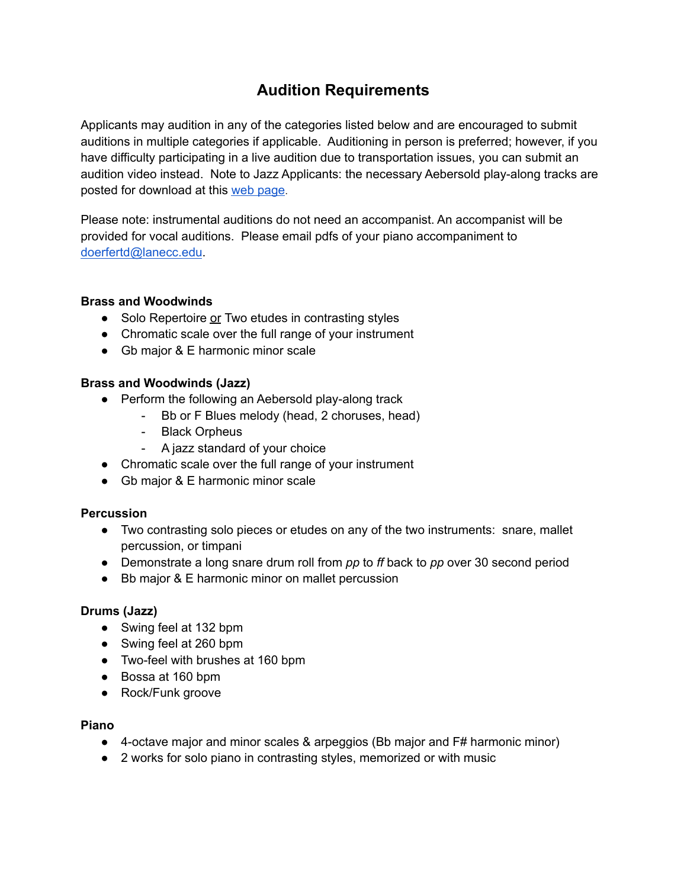# Audition Requirements

Applicants may audition in any of the categories listed below and are encouraged to submit auditions in multiple categories if applicable. Auditioning in person is preferred; however, if you have difficulty participating in a live audition due to transportation issues, you can submit an audition video instead. Note to Jazz Applicants: the necessary Aebersold play-along tracks are posted for download at this web page.

Please note: instrumental auditions do not need an accompanist. An accompanist will be provided for vocal auditions. Please email pdfs of your piano accompaniment to doerfertd@lanecc.edu.

**Brass and Woodwinds**

- Solo Repertoire or Two etudes in contrasting styles
- Chromatic scale over the full range of your instrument
- Gb major & E harmonic minor scale

**Brass and Woodwinds (Jazz)**

- Perform the following an Aebersold play-along track
  - Bb or F Blues melody (head, 2 choruses, head)
  - Black Orpheus
  - A jazz standard of your choice
- Chromatic scale over the full range of your instrument
- Gb major & E harmonic minor scale

**Percussion**

- Two contrasting solo pieces or etudes on any of the two instruments: snare, mallet percussion, or timpani
- Demonstrate a long snare drum roll from *pp* to *ff* back to *pp* over 30 second period
- Bb major & E harmonic minor on mallet percussion

**Drums (Jazz)**

- Swing feel at 132 bpm
- Swing feel at 260 bpm
- Two-feel with brushes at 160 bpm
- Bossa at 160 bpm
- Rock/Funk groove

**Piano**

- 4-octave major and minor scales & arpeggios (Bb major and F# harmonic minor)
- 2 works for solo piano in contrasting styles, memorized or with music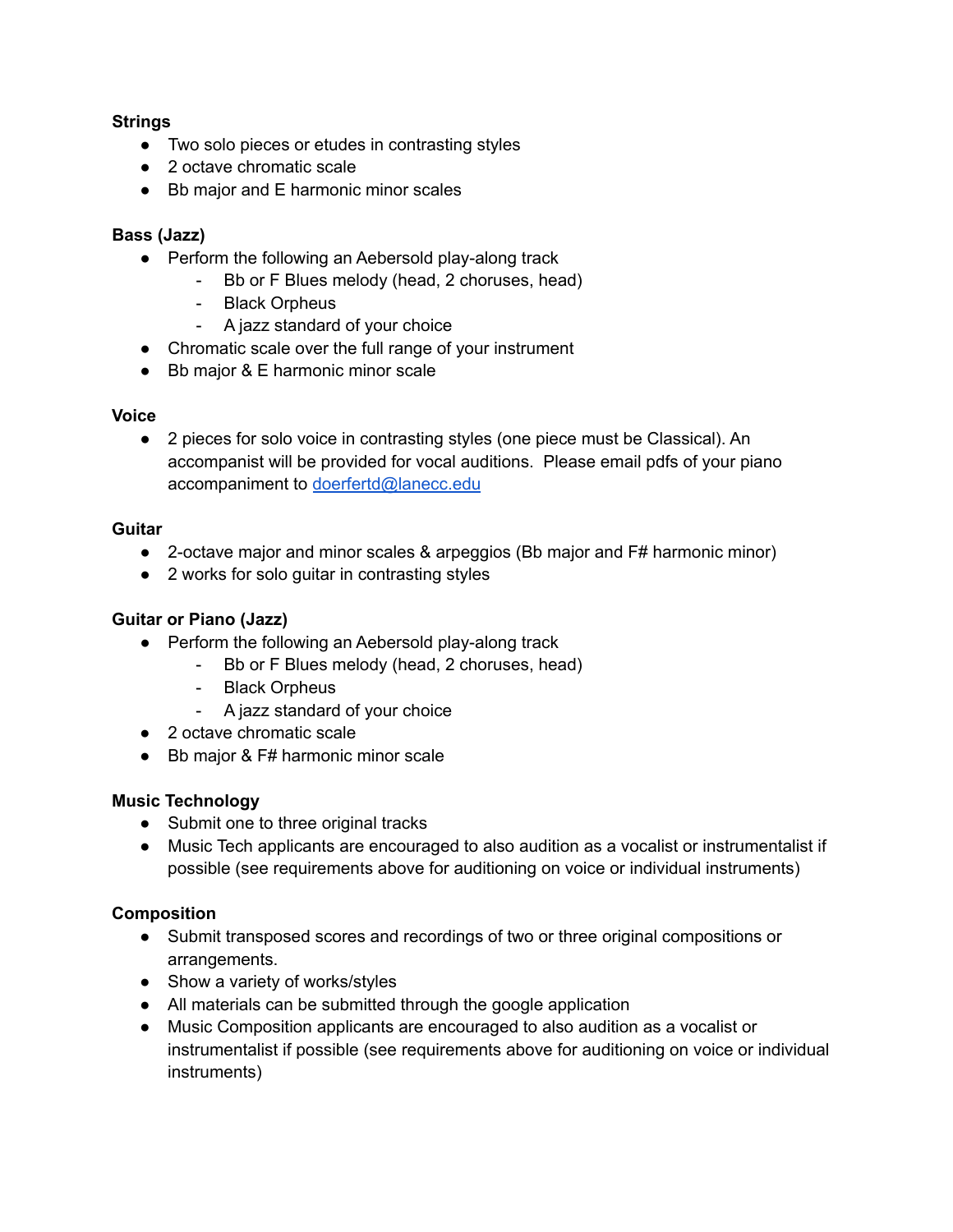**Strings**

- Two solo pieces or etudes in contrasting styles
- 2 octave chromatic scale
- Bb major and E harmonic minor scales

**Bass (Jazz)**

- Perform the following an Aebersold play-along track
    - Bb or F Blues melody (head, 2 choruses, head)
    - Black Orpheus
    - A jazz standard of your choice
- Chromatic scale over the full range of your instrument
- Bb major & E harmonic minor scale

**Voice**

- 2 pieces for solo voice in contrasting styles (one piece must be Classical). An accompanist will be provided for vocal auditions. Please email pdfs of your piano accompaniment to [doerfertd@lanecc.edu](mailto:doerfertd@lanecc.edu)

**Guitar**

- 2-octave major and minor scales & arpeggios (Bb major and F# harmonic minor)
- 2 works for solo guitar in contrasting styles

**Guitar or Piano (Jazz)**

- Perform the following an Aebersold play-along track
    - Bb or F Blues melody (head, 2 choruses, head)
    - Black Orpheus
    - A jazz standard of your choice
- 2 octave chromatic scale
- Bb major & F# harmonic minor scale

**Music Technology**

- Submit one to three original tracks
- Music Tech applicants are encouraged to also audition as a vocalist or instrumentalist if possible (see requirements above for auditioning on voice or individual instruments)

**Composition**

- Submit transposed scores and recordings of two or three original compositions or arrangements.
- Show a variety of works/styles
- All materials can be submitted through the google application
- Music Composition applicants are encouraged to also audition as a vocalist or instrumentalist if possible (see requirements above for auditioning on voice or individual instruments)